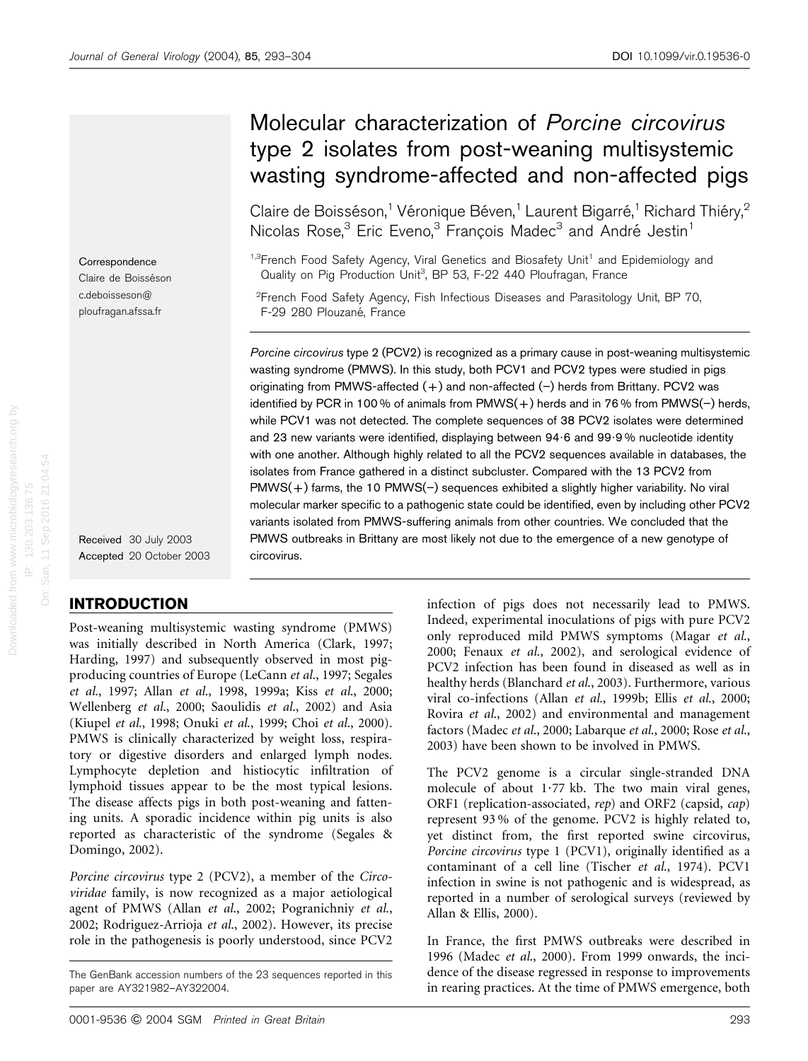# Molecular characterization of *Porcine circovirus* type 2 isolates from post-weaning multisystemic wasting syndrome-affected and non-affected pigs

Claire de Boisséson,[1] Véronique Béven,[1] Laurent Bigarré,[1] Richard Thiéry,[2] Nicolas Rose,[3] Eric Eveno,[3] François Madec[3] and André Jestin[1]

[1,3]French Food Safety Agency, Viral Genetics and Biosafety Unit[1] and Epidemiology and Quality on Pig Production Unit[3], BP 53, F-22 440 Ploufragan, France

[2]French Food Safety Agency, Fish Infectious Diseases and Parasitology Unit, BP 70, F-29 280 Plouzané, France

Correspondence
Claire de Boisséson
c.deboisseson@ploufragan.afssa.fr

Received 30 July 2003
Accepted 20 October 2003

*Porcine circovirus* type 2 (PCV2) is recognized as a primary cause in post-weaning multisystemic wasting syndrome (PMWS). In this study, both PCV1 and PCV2 types were studied in pigs originating from PMWS-affected (+) and non-affected (−) herds from Brittany. PCV2 was identified by PCR in 100 % of animals from PMWS(+) herds and in 76 % from PMWS(−) herds, while PCV1 was not detected. The complete sequences of 38 PCV2 isolates were determined and 23 new variants were identified, displaying between 94·6 and 99·9 % nucleotide identity with one another. Although highly related to all the PCV2 sequences available in databases, the isolates from France gathered in a distinct subcluster. Compared with the 13 PCV2 from PMWS(+) farms, the 10 PMWS(−) sequences exhibited a slightly higher variability. No viral molecular marker specific to a pathogenic state could be identified, even by including other PCV2 variants isolated from PMWS-suffering animals from other countries. We concluded that the PMWS outbreaks in Brittany are most likely not due to the emergence of a new genotype of circovirus.

## INTRODUCTION

Post-weaning multisystemic wasting syndrome (PMWS) was initially described in North America (Clark, 1997; Harding, 1997) and subsequently observed in most pig-producing countries of Europe (LeCann *et al.*, 1997; Segales *et al.*, 1997; Allan *et al.*, 1998, 1999a; Kiss *et al.*, 2000; Wellenberg *et al.*, 2000; Saoulidis *et al.*, 2002) and Asia (Kiupel *et al.*, 1998; Onuki *et al.*, 1999; Choi *et al.*, 2000). PMWS is clinically characterized by weight loss, respiratory or digestive disorders and enlarged lymph nodes. Lymphocyte depletion and histiocytic infiltration of lymphoid tissues appear to be the most typical lesions. The disease affects pigs in both post-weaning and fattening units. A sporadic incidence within pig units is also reported as characteristic of the syndrome (Segales & Domingo, 2002).

*Porcine circovirus* type 2 (PCV2), a member of the *Circoviridae* family, is now recognized as a major aetiological agent of PMWS (Allan *et al.*, 2002; Pogranichniy *et al.*, 2002; Rodriguez-Arrioja *et al.*, 2002). However, its precise role in the pathogenesis is poorly understood, since PCV2 infection of pigs does not necessarily lead to PMWS. Indeed, experimental inoculations of pigs with pure PCV2 only reproduced mild PMWS symptoms (Magar *et al.*, 2000; Fenaux *et al.*, 2002), and serological evidence of PCV2 infection has been found in diseased as well as in healthy herds (Blanchard *et al.*, 2003). Furthermore, various viral co-infections (Allan *et al.*, 1999b; Ellis *et al.*, 2000; Rovira *et al.*, 2002) and environmental and management factors (Madec *et al.*, 2000; Labarque *et al.*, 2000; Rose *et al.*, 2003) have been shown to be involved in PMWS.

The PCV2 genome is a circular single-stranded DNA molecule of about 1·77 kb. The two main viral genes, ORF1 (replication-associated, *rep*) and ORF2 (capsid, *cap*) represent 93 % of the genome. PCV2 is highly related to, yet distinct from, the first reported swine circovirus, *Porcine circovirus* type 1 (PCV1), originally identified as a contaminant of a cell line (Tischer *et al.*, 1974). PCV1 infection in swine is not pathogenic and is widespread, as reported in a number of serological surveys (reviewed by Allan & Ellis, 2000).

In France, the first PMWS outbreaks were described in 1996 (Madec *et al.*, 2000). From 1999 onwards, the incidence of the disease regressed in response to improvements in rearing practices. At the time of PMWS emergence, both

The GenBank accession numbers of the 23 sequences reported in this paper are AY321982–AY322004.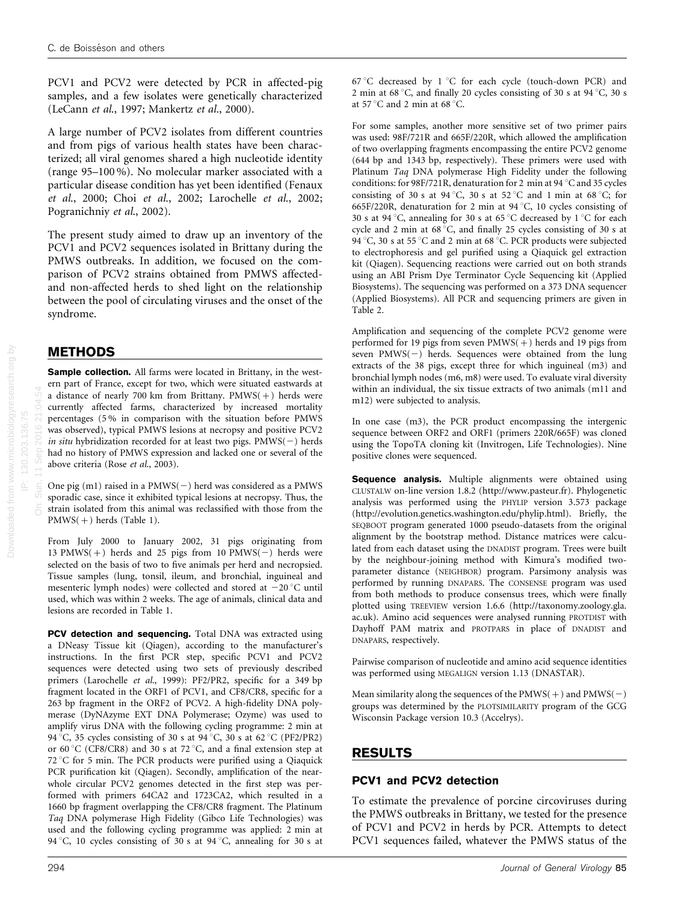PCV1 and PCV2 were detected by PCR in affected-pig samples, and a few isolates were genetically characterized (LeCann *et al.*, 1997; Mankertz *et al.*, 2000).

A large number of PCV2 isolates from different countries and from pigs of various health states have been characterized; all viral genomes shared a high nucleotide identity (range 95–100 %). No molecular marker associated with a particular disease condition has yet been identified (Fenaux *et al.*, 2000; Choi *et al.*, 2002; Larochelle *et al.*, 2002; Pogranichniy *et al.*, 2002).

The present study aimed to draw up an inventory of the PCV1 and PCV2 sequences isolated in Brittany during the PMWS outbreaks. In addition, we focused on the comparison of PCV2 strains obtained from PMWS affected- and non-affected herds to shed light on the relationship between the pool of circulating viruses and the onset of the syndrome.

## METHODS

**Sample collection.** All farms were located in Brittany, in the western part of France, except for two, which were situated eastwards at a distance of nearly 700 km from Brittany. PMWS(+) herds were currently affected farms, characterized by increased mortality percentages (5 % in comparison with the situation before PMWS was observed), typical PMWS lesions at necropsy and positive PCV2 *in situ* hybridization recorded for at least two pigs. PMWS(−) herds had no history of PMWS expression and lacked one or several of the above criteria (Rose *et al.*, 2003).

One pig (m1) raised in a PMWS(−) herd was considered as a PMWS sporadic case, since it exhibited typical lesions at necropsy. Thus, the strain isolated from this animal was reclassified with those from the PMWS(+) herds (Table 1).

From July 2000 to January 2002, 31 pigs originating from 13 PMWS(+) herds and 25 pigs from 10 PMWS(−) herds were selected on the basis of two to five animals per herd and necropsied. Tissue samples (lung, tonsil, ileum, and bronchial, inguineal and mesenteric lymph nodes) were collected and stored at −20 °C until used, which was within 2 weeks. The age of animals, clinical data and lesions are recorded in Table 1.

**PCV detection and sequencing.** Total DNA was extracted using a DNeasy Tissue kit (Qiagen), according to the manufacturer's instructions. In the first PCR step, specific PCV1 and PCV2 sequences were detected using two sets of previously described primers (Larochelle *et al.*, 1999): PF2/PR2, specific for a 349 bp fragment located in the ORF1 of PCV1, and CF8/CR8, specific for a 263 bp fragment in the ORF2 of PCV2. A high-fidelity DNA polymerase (DyNAzyme EXT DNA Polymerase; Ozyme) was used to amplify virus DNA with the following cycling programme: 2 min at 94 °C, 35 cycles consisting of 30 s at 94 °C, 30 s at 62 °C (PF2/PR2) or 60 °C (CF8/CR8) and 30 s at 72 °C, and a final extension step at 72 °C for 5 min. The PCR products were purified using a Qiaquick PCR purification kit (Qiagen). Secondly, amplification of the near-whole circular PCV2 genomes detected in the first step was performed with primers 64CA2 and 1723CA2, which resulted in a 1660 bp fragment overlapping the CF8/CR8 fragment. The Platinum *Taq* DNA polymerase High Fidelity (Gibco Life Technologies) was used and the following cycling programme was applied: 2 min at 94 °C, 10 cycles consisting of 30 s at 94 °C, annealing for 30 s at 67 °C decreased by 1 °C for each cycle (touch-down PCR) and 2 min at 68 °C, and finally 20 cycles consisting of 30 s at 94 °C, 30 s at 57 °C and 2 min at 68 °C.

For some samples, another more sensitive set of two primer pairs was used: 98F/721R and 665F/220R, which allowed the amplification of two overlapping fragments encompassing the entire PCV2 genome (644 bp and 1343 bp, respectively). These primers were used with Platinum *Taq* DNA polymerase High Fidelity under the following conditions: for 98F/721R, denaturation for 2 min at 94 °C and 35 cycles consisting of 30 s at 94 °C, 30 s at 52 °C and 1 min at 68 °C; for 665F/220R, denaturation for 2 min at 94 °C, 10 cycles consisting of 30 s at 94 °C, annealing for 30 s at 65 °C decreased by 1 °C for each cycle and 2 min at 68 °C, and finally 25 cycles consisting of 30 s at 94 °C, 30 s at 55 °C and 2 min at 68 °C. PCR products were subjected to electrophoresis and gel purified using a Qiaquick gel extraction kit (Qiagen). Sequencing reactions were carried out on both strands using an ABI Prism Dye Terminator Cycle Sequencing kit (Applied Biosystems). The sequencing was performed on a 373 DNA sequencer (Applied Biosystems). All PCR and sequencing primers are given in Table 2.

Amplification and sequencing of the complete PCV2 genome were performed for 19 pigs from seven PMWS(+) herds and 19 pigs from seven PMWS(−) herds. Sequences were obtained from the lung extracts of the 38 pigs, except three for which inguineal (m3) and bronchial lymph nodes (m6, m8) were used. To evaluate viral diversity within an individual, the six tissue extracts of two animals (m11 and m12) were subjected to analysis.

In one case (m3), the PCR product encompassing the intergenic sequence between ORF2 and ORF1 (primers 220R/665F) was cloned using the TopoTA cloning kit (Invitrogen, Life Technologies). Nine positive clones were sequenced.

**Sequence analysis.** Multiple alignments were obtained using CLUSTALW on-line version 1.8.2 (http://www.pasteur.fr). Phylogenetic analysis was performed using the PHYLIP version 3.573 package (http://evolution.genetics.washington.edu/phylip.html). Briefly, the SEQBOOT program generated 1000 pseudo-datasets from the original alignment by the bootstrap method. Distance matrices were calculated from each dataset using the DNADIST program. Trees were built by the neighbour-joining method with Kimura's modified two-parameter distance (NEIGHBOR) program. Parsimony analysis was performed by running DNAPARS. The CONSENSE program was used from both methods to produce consensus trees, which were finally plotted using TREEVIEW version 1.6.6 (http://taxonomy.zoology.gla.ac.uk). Amino acid sequences were analysed running PROTDIST with Dayhoff PAM matrix and PROTPARS in place of DNADIST and DNAPARS, respectively.

Pairwise comparison of nucleotide and amino acid sequence identities was performed using MEGALIGN version 1.13 (DNASTAR).

Mean similarity along the sequences of the PMWS(+) and PMWS(−) groups was determined by the PLOTSIMILARITY program of the GCG Wisconsin Package version 10.3 (Accelrys).

## RESULTS

### PCV1 and PCV2 detection

To estimate the prevalence of porcine circoviruses during the PMWS outbreaks in Brittany, we tested for the presence of PCV1 and PCV2 in herds by PCR. Attempts to detect PCV1 sequences failed, whatever the PMWS status of the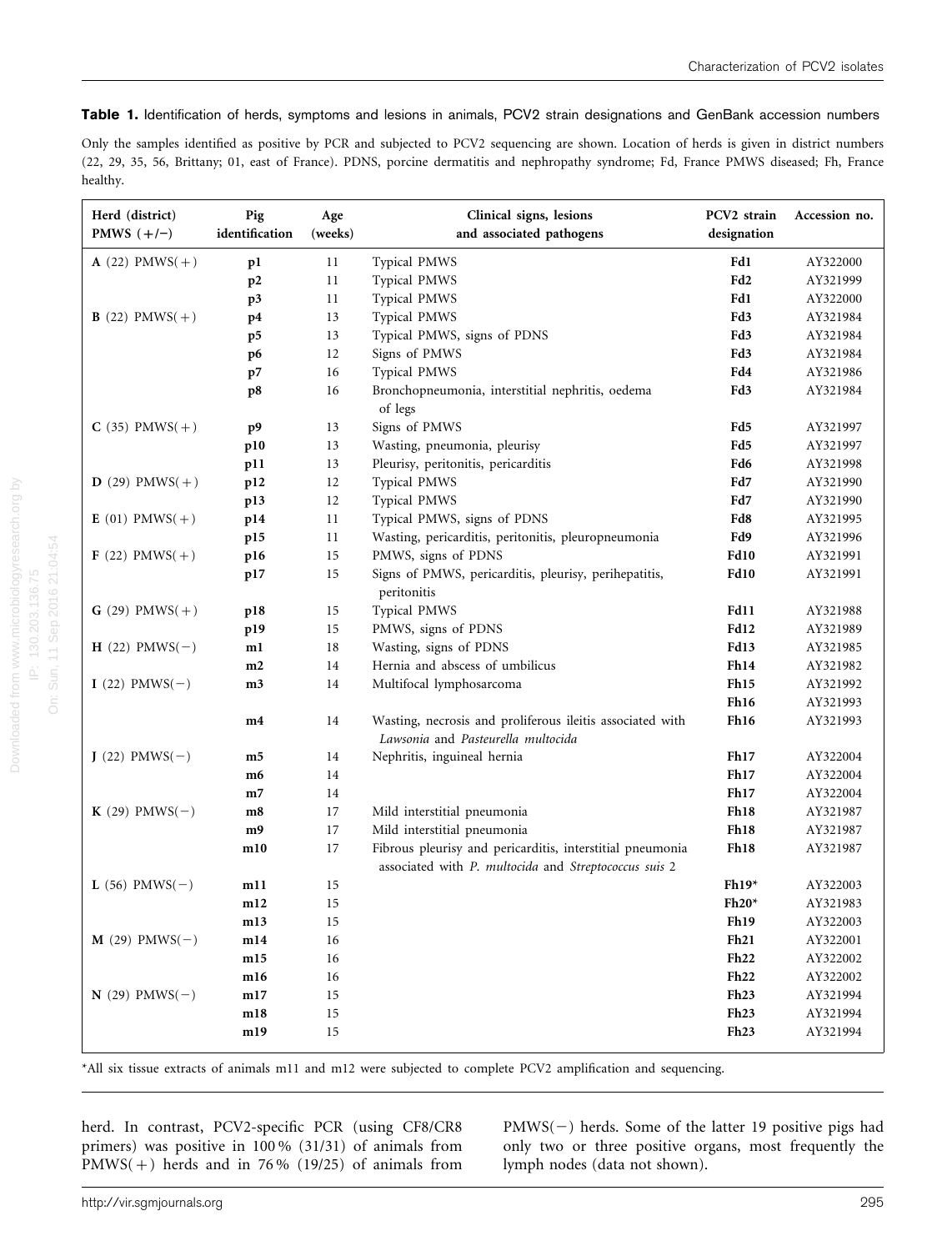**Table 1.** Identification of herds, symptoms and lesions in animals, PCV2 strain designations and GenBank accession numbers

Only the samples identified as positive by PCR and subjected to PCV2 sequencing are shown. Location of herds is given in district numbers (22, 29, 35, 56, Brittany; 01, east of France). PDNS, porcine dermatitis and nephropathy syndrome; Fd, France PMWS diseased; Fh, France healthy.

| Herd (district) PMWS (+/−) | Pig identification | Age (weeks) | Clinical signs, lesions and associated pathogens | PCV2 strain designation | Accession no. |
|---|---|---|---|---|---|
| **A** (22) PMWS(+) | **p1** | 11 | Typical PMWS | **Fd1** | AY322000 |
| | **p2** | 11 | Typical PMWS | **Fd2** | AY321999 |
| | **p3** | 11 | Typical PMWS | **Fd1** | AY322000 |
| **B** (22) PMWS(+) | **p4** | 13 | Typical PMWS | **Fd3** | AY321984 |
| | **p5** | 13 | Typical PMWS, signs of PDNS | **Fd3** | AY321984 |
| | **p6** | 12 | Signs of PMWS | **Fd3** | AY321984 |
| | **p7** | 16 | Typical PMWS | **Fd4** | AY321986 |
| | **p8** | 16 | Bronchopneumonia, interstitial nephritis, oedema of legs | **Fd3** | AY321984 |
| **C** (35) PMWS(+) | **p9** | 13 | Signs of PMWS | **Fd5** | AY321997 |
| | **p10** | 13 | Wasting, pneumonia, pleurisy | **Fd5** | AY321997 |
| | **p11** | 13 | Pleurisy, peritonitis, pericarditis | **Fd6** | AY321998 |
| **D** (29) PMWS(+) | **p12** | 12 | Typical PMWS | **Fd7** | AY321990 |
| | **p13** | 12 | Typical PMWS | **Fd7** | AY321990 |
| **E** (01) PMWS(+) | **p14** | 11 | Typical PMWS, signs of PDNS | **Fd8** | AY321995 |
| | **p15** | 11 | Wasting, pericarditis, peritonitis, pleuropneumonia | **Fd9** | AY321996 |
| **F** (22) PMWS(+) | **p16** | 15 | PMWS, signs of PDNS | **Fd10** | AY321991 |
| | **p17** | 15 | Signs of PMWS, pericarditis, pleurisy, perihepatitis, peritonitis | **Fd10** | AY321991 |
| **G** (29) PMWS(+) | **p18** | 15 | Typical PMWS | **Fd11** | AY321988 |
| | **p19** | 15 | PMWS, signs of PDNS | **Fd12** | AY321989 |
| **H** (22) PMWS(−) | **m1** | 18 | Wasting, signs of PDNS | **Fd13** | AY321985 |
| | **m2** | 14 | Hernia and abscess of umbilicus | **Fh14** | AY321982 |
| **I** (22) PMWS(−) | **m3** | 14 | Multifocal lymphosarcoma | **Fh15** | AY321992 |
| | | | | **Fh16** | AY321993 |
| | **m4** | 14 | Wasting, necrosis and proliferous ileitis associated with *Lawsonia* and *Pasteurella multocida* | **Fh16** | AY321993 |
| **J** (22) PMWS(−) | **m5** | 14 | Nephritis, inguineal hernia | **Fh17** | AY322004 |
| | **m6** | 14 | | **Fh17** | AY322004 |
| | **m7** | 14 | | **Fh17** | AY322004 |
| **K** (29) PMWS(−) | **m8** | 17 | Mild interstitial pneumonia | **Fh18** | AY321987 |
| | **m9** | 17 | Mild interstitial pneumonia | **Fh18** | AY321987 |
| | **m10** | 17 | Fibrous pleurisy and pericarditis, interstitial pneumonia associated with *P. multocida* and *Streptococcus suis* 2 | **Fh18** | AY321987 |
| **L** (56) PMWS(−) | **m11** | 15 | | **Fh19*** | AY322003 |
| | **m12** | 15 | | **Fh20*** | AY321983 |
| | **m13** | 15 | | **Fh19** | AY322003 |
| **M** (29) PMWS(−) | **m14** | 16 | | **Fh21** | AY322001 |
| | **m15** | 16 | | **Fh22** | AY322002 |
| | **m16** | 16 | | **Fh22** | AY322002 |
| **N** (29) PMWS(−) | **m17** | 15 | | **Fh23** | AY321994 |
| | **m18** | 15 | | **Fh23** | AY321994 |
| | **m19** | 15 | | **Fh23** | AY321994 |

*All six tissue extracts of animals m11 and m12 were subjected to complete PCV2 amplification and sequencing.

herd. In contrast, PCV2-specific PCR (using CF8/CR8 primers) was positive in 100 % (31/31) of animals from PMWS(+) herds and in 76 % (19/25) of animals from PMWS(−) herds. Some of the latter 19 positive pigs had only two or three positive organs, most frequently the lymph nodes (data not shown).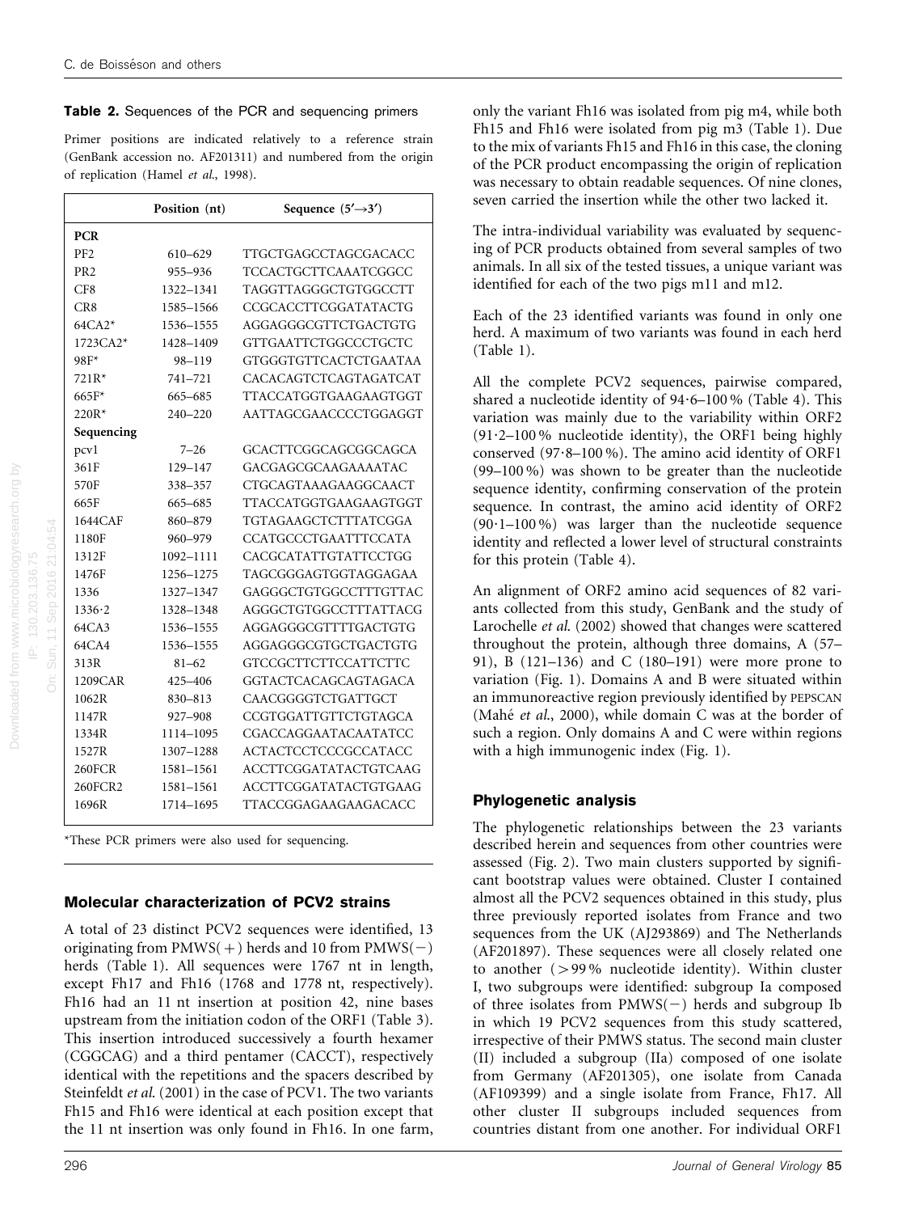**Table 2.** Sequences of the PCR and sequencing primers

Primer positions are indicated relatively to a reference strain (GenBank accession no. AF201311) and numbered from the origin of replication (Hamel *et al.*, 1998).

| | Position (nt) | Sequence (5′→3′) |
|---|---|---|
| **PCR** | | |
| PF2 | 610–629 | TTGCTGAGCCTAGCGACACC |
| PR2 | 955–936 | TCCACTGCTTCAAATCGGCC |
| CF8 | 1322–1341 | TAGGTTAGGGCTGTGGCCTT |
| CR8 | 1585–1566 | CCGCACCTTCGGATATACTG |
| 64CA2* | 1536–1555 | AGGAGGGCGTTCTGACTGTG |
| 1723CA2* | 1428–1409 | GTTGAATTCTGGCCCTGCTC |
| 98F* | 98–119 | GTGGGTGTTCACTCTGAATAA |
| 721R* | 741–721 | CACACAGTCTCAGTAGATCAT |
| 665F* | 665–685 | TTACCATGGTGAAGAAGTGGT |
| 220R* | 240–220 | AATTAGCGAACCCCTGGAGGT |
| **Sequencing** | | |
| pcv1 | 7–26 | GCACTTCGGCAGCGGCAGCA |
| 361F | 129–147 | GACGAGCGCAAGAAAATAC |
| 570F | 338–357 | CTGCAGTAAAGAAGGCAACT |
| 665F | 665–685 | TTACCATGGTGAAGAAGTGGT |
| 1644CAF | 860–879 | TGTAGAAGCTCTTTATCGGA |
| 1180F | 960–979 | CCATGCCCTGAATTTCCATA |
| 1312F | 1092–1111 | CACGCATATTGTATTCCTGG |
| 1476F | 1256–1275 | TAGCGGGAGTGGTAGGAGAA |
| 1336 | 1327–1347 | GAGGGCTGTGGCCTTTGTTAC |
| 1336·2 | 1328–1348 | AGGGCTGTGGCCTTTATTACG |
| 64CA3 | 1536–1555 | AGGAGGGCGTTTTGACTGTG |
| 64CA4 | 1536–1555 | AGGAGGGCGTGCTGACTGTG |
| 313R | 81–62 | GTCCGCTTCTTCCATTCTTC |
| 1209CAR | 425–406 | GGTACTCACAGCAGTAGACA |
| 1062R | 830–813 | CAACGGGGTCTGATTGCT |
| 1147R | 927–908 | CCGTGGATTGTTCTGTAGCA |
| 1334R | 1114–1095 | CGACCAGGAATACAATATCC |
| 1527R | 1307–1288 | ACTACTCCTCCCGCCATACC |
| 260FCR | 1581–1561 | ACCTTCGGATATACTGTCAAG |
| 260FCR2 | 1581–1561 | ACCTTCGGATATACTGTGAAG |
| 1696R | 1714–1695 | TTACCGGAGAAGAAGACACC |

*These PCR primers were also used for sequencing.

## Molecular characterization of PCV2 strains

A total of 23 distinct PCV2 sequences were identified, 13 originating from PMWS(+) herds and 10 from PMWS(−) herds (Table 1). All sequences were 1767 nt in length, except Fh17 and Fh16 (1768 and 1778 nt, respectively). Fh16 had an 11 nt insertion at position 42, nine bases upstream from the initiation codon of the ORF1 (Table 3). This insertion introduced successively a fourth hexamer (CGGCAG) and a third pentamer (CACCT), respectively identical with the repetitions and the spacers described by Steinfeldt *et al.* (2001) in the case of PCV1. The two variants Fh15 and Fh16 were identical at each position except that the 11 nt insertion was only found in Fh16. In one farm, only the variant Fh16 was isolated from pig m4, while both Fh15 and Fh16 were isolated from pig m3 (Table 1). Due to the mix of variants Fh15 and Fh16 in this case, the cloning of the PCR product encompassing the origin of replication was necessary to obtain readable sequences. Of nine clones, seven carried the insertion while the other two lacked it.

The intra-individual variability was evaluated by sequencing of PCR products obtained from several samples of two animals. In all six of the tested tissues, a unique variant was identified for each of the two pigs m11 and m12.

Each of the 23 identified variants was found in only one herd. A maximum of two variants was found in each herd (Table 1).

All the complete PCV2 sequences, pairwise compared, shared a nucleotide identity of 94·6–100 % (Table 4). This variation was mainly due to the variability within ORF2 (91·2–100 % nucleotide identity), the ORF1 being highly conserved (97·8–100 %). The amino acid identity of ORF1 (99–100 %) was shown to be greater than the nucleotide sequence identity, confirming conservation of the protein sequence. In contrast, the amino acid identity of ORF2 (90·1–100 %) was larger than the nucleotide sequence identity and reflected a lower level of structural constraints for this protein (Table 4).

An alignment of ORF2 amino acid sequences of 82 variants collected from this study, GenBank and the study of Larochelle *et al.* (2002) showed that changes were scattered throughout the protein, although three domains, A (57–91), B (121–136) and C (180–191) were more prone to variation (Fig. 1). Domains A and B were situated within an immunoreactive region previously identified by PEPSCAN (Mahé *et al.*, 2000), while domain C was at the border of such a region. Only domains A and C were within regions with a high immunogenic index (Fig. 1).

## Phylogenetic analysis

The phylogenetic relationships between the 23 variants described herein and sequences from other countries were assessed (Fig. 2). Two main clusters supported by significant bootstrap values were obtained. Cluster I contained almost all the PCV2 sequences obtained in this study, plus three previously reported isolates from France and two sequences from the UK (AJ293869) and The Netherlands (AF201897). These sequences were all closely related one to another (>99 % nucleotide identity). Within cluster I, two subgroups were identified: subgroup Ia composed of three isolates from PMWS(−) herds and subgroup Ib in which 19 PCV2 sequences from this study scattered, irrespective of their PMWS status. The second main cluster (II) included a subgroup (IIa) composed of one isolate from Germany (AF201305), one isolate from Canada (AF109399) and a single isolate from France, Fh17. All other cluster II subgroups included sequences from countries distant from one another. For individual ORF1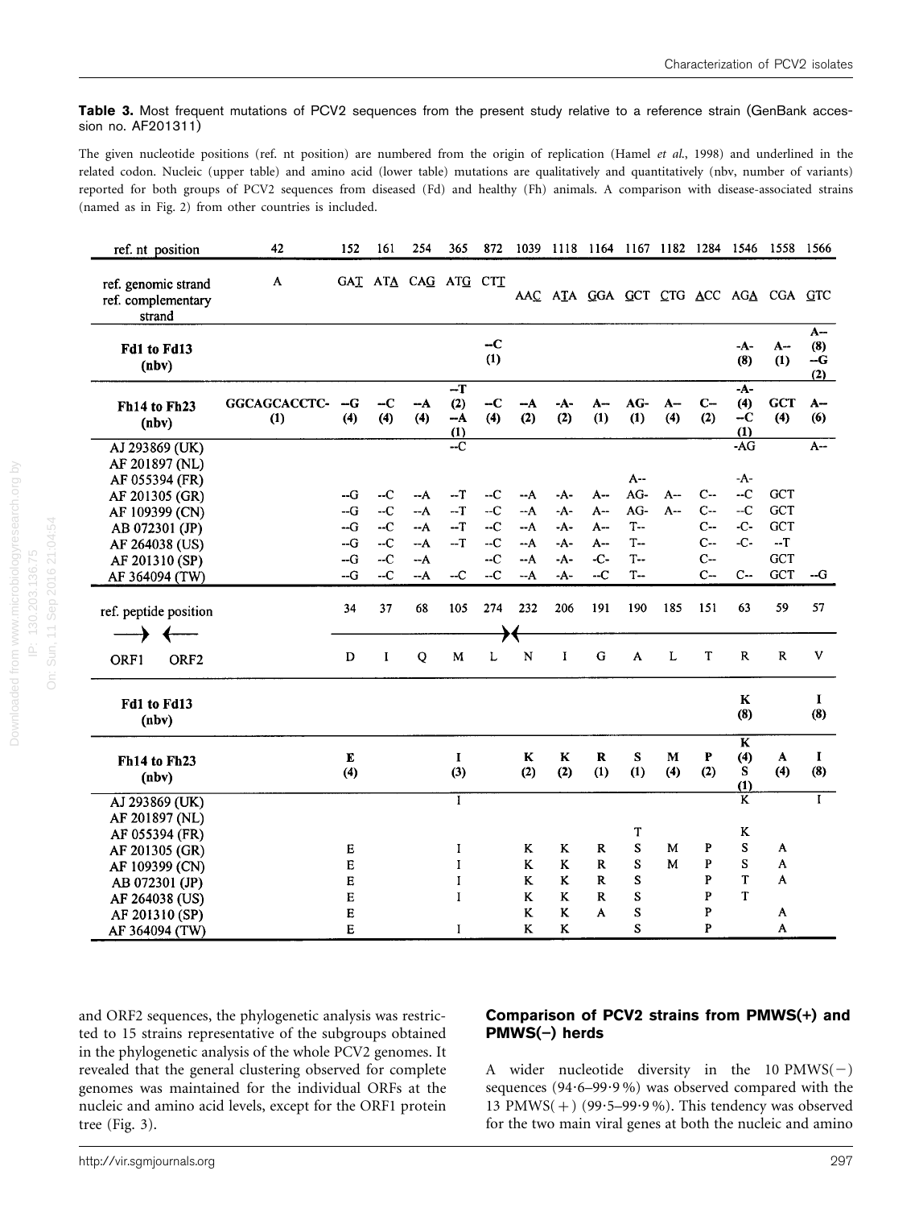**Table 3.** Most frequent mutations of PCV2 sequences from the present study relative to a reference strain (GenBank accession no. AF201311)

The given nucleotide positions (ref. nt position) are numbered from the origin of replication (Hamel *et al.*, 1998) and underlined in the related codon. Nucleic (upper table) and amino acid (lower table) mutations are qualitatively and quantitatively (nbv, number of variants) reported for both groups of PCV2 sequences from diseased (Fd) and healthy (Fh) animals. A comparison with disease-associated strains (named as in Fig. 2) from other countries is included.

| ref. nt position | 42 | 152 | 161 | 254 | 365 | 872 | 1039 | 1118 | 1164 | 1167 | 1182 | 1284 | 1546 | 1558 | 1566 |
|---|---|---|---|---|---|---|---|---|---|---|---|---|---|---|---|
| ref. genomic strand | A | GA<u>T</u> | AT<u>A</u> | CA<u>G</u> | AT<u>G</u> | CT<u>T</u> | | | | | | | | | |
| ref. complementary strand | | | | | | | AA<u>C</u> | A<u>T</u>A | <u>G</u>GA | <u>G</u>CT | <u>C</u>TG | <u>A</u>CC | AG<u>A</u> | CGA | <u>G</u>TC |
| Fd1 to Fd13 (nbv) | | | | | | --C (1) | | | | | | | -A- (8) | A-- (1) | A-- (8) --G (2) |
| Fh14 to Fh23 (nbv) | GGCAGCACCTC- (1) | --G (4) | --C (4) | --A (4) | --T (2) --A (1) | --C (4) | --A (2) | -A- (2) | A-- (1) | AG- (1) | A-- (4) | C-- (2) | -A- (4) --C (1) | GCT (4) | A-- (6) |
| AJ 293869 (UK) | | | | | --C | | | | | | | | -AG | | A-- |
| AF 201897 (NL) | | | | | | | | | | | | | | | |
| AF 055394 (FR) | | | | | | | | | | A-- | | | -A- | | |
| AF 201305 (GR) | | --G | --C | --A | --T | --C | --A | -A- | A-- | AG- | A-- | C-- | --C | GCT | |
| AF 109399 (CN) | | --G | --C | --A | --T | --C | --A | -A- | A-- | AG- | A-- | C-- | --C | GCT | |
| AB 072301 (JP) | | --G | --C | --A | --T | --C | --A | -A- | A-- | T-- | | C-- | -C- | GCT | |
| AF 264038 (US) | | --G | --C | --A | --T | --C | --A | -A- | A-- | T-- | | C-- | -C- | --T | |
| AF 201310 (SP) | | --G | --C | --A | | --C | --A | -A- | -C- | T-- | | C-- | | GCT | |
| AF 364094 (TW) | | --G | --C | --A | --C | --C | --A | -A- | --C | T-- | | C-- | C-- | GCT | --G |
| **ref. peptide position** | | 34 | 37 | 68 | 105 | 274 | 232 | 206 | 191 | 190 | 185 | 151 | 63 | 59 | 57 |
| ORF1 → ← ORF2 | | D | I | Q | M | L | N | I | G | A | L | T | R | R | V |
| Fd1 to Fd13 (nbv) | | | | | | | | | | | | | K (8) | | I (8) |
| Fh14 to Fh23 (nbv) | | E (4) | | | I (3) | | K (2) | K (2) | R (1) | S (1) | M (4) | P (2) | K (4) S (1) | A (4) | I (8) |
| AJ 293869 (UK) | | | | | I | | | | | | | | K | | I |
| AF 201897 (NL) | | | | | | | | | | | | | | | |
| AF 055394 (FR) | | | | | | | | | | T | | | K | | |
| AF 201305 (GR) | | E | | | I | | K | K | R | S | M | P | S | A | |
| AF 109399 (CN) | | E | | | I | | K | K | R | S | M | P | S | A | |
| AB 072301 (JP) | | E | | | I | | K | K | R | S | | P | T | A | |
| AF 264038 (US) | | E | | | I | | K | K | R | S | | P | T | | |
| AF 201310 (SP) | | E | | | | | K | K | A | S | | P | | A | |
| AF 364094 (TW) | | E | | | I | | K | K | | S | | P | | A | |

and ORF2 sequences, the phylogenetic analysis was restricted to 15 strains representative of the subgroups obtained in the phylogenetic analysis of the whole PCV2 genomes. It revealed that the general clustering observed for complete genomes was maintained for the individual ORFs at the nucleic and amino acid levels, except for the ORF1 protein tree (Fig. 3).

## Comparison of PCV2 strains from PMWS(+) and PMWS(−) herds

A wider nucleotide diversity in the 10 PMWS(−) sequences (94·6–99·9 %) was observed compared with the 13 PMWS(+) (99·5–99·9 %). This tendency was observed for the two main viral genes at both the nucleic and amino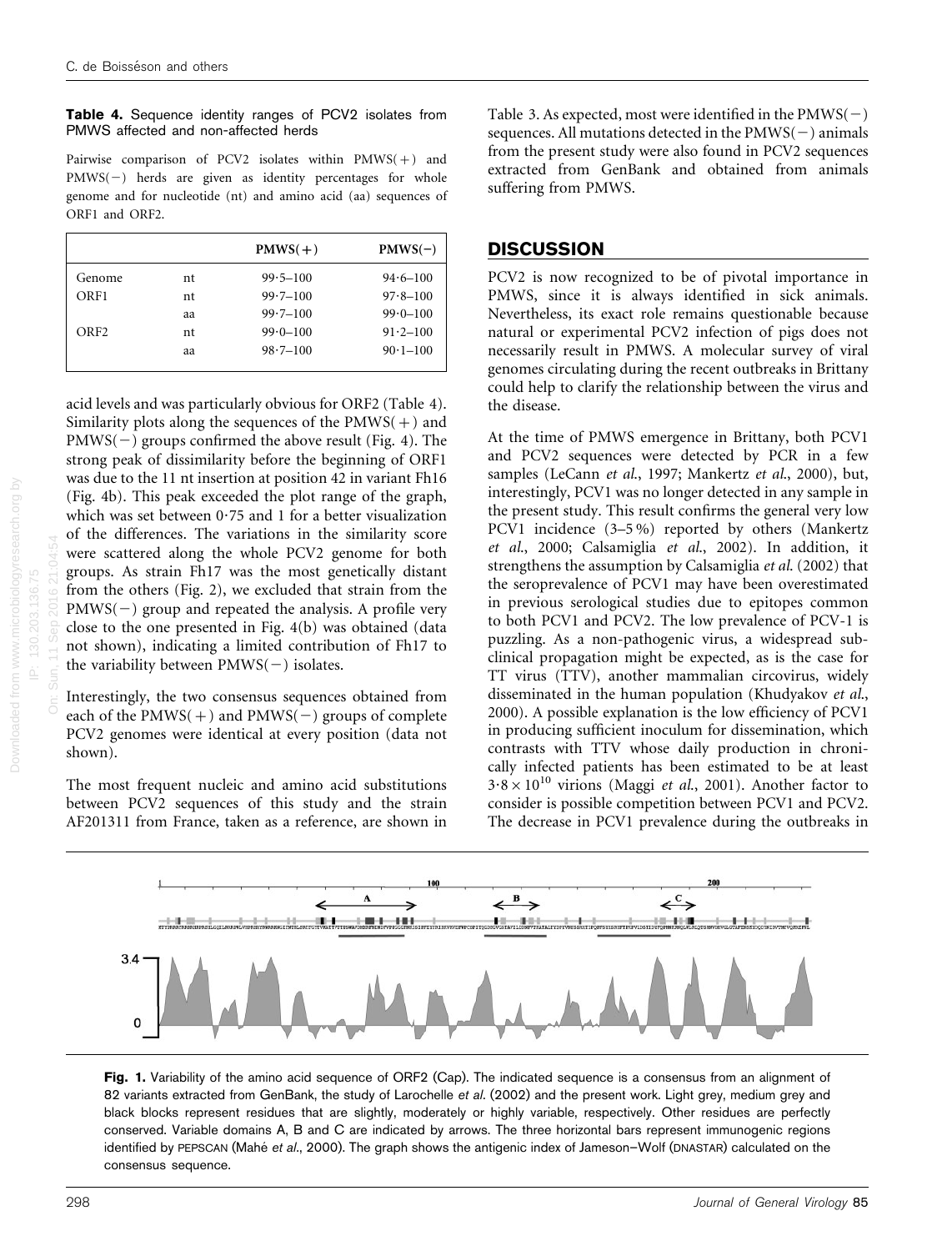**Table 4.** Sequence identity ranges of PCV2 isolates from PMWS affected and non-affected herds

Pairwise comparison of PCV2 isolates within PMWS(+) and PMWS(−) herds are given as identity percentages for whole genome and for nucleotide (nt) and amino acid (aa) sequences of ORF1 and ORF2.

| | | PMWS(+) | PMWS(−) |
|---|---|---|---|
| Genome | nt | 99·5–100 | 94·6–100 |
| ORF1 | nt | 99·7–100 | 97·8–100 |
| | aa | 99·7–100 | 99·0–100 |
| ORF2 | nt | 99·0–100 | 91·2–100 |
| | aa | 98·7–100 | 90·1–100 |

acid levels and was particularly obvious for ORF2 (Table 4). Similarity plots along the sequences of the PMWS(+) and PMWS(−) groups confirmed the above result (Fig. 4). The strong peak of dissimilarity before the beginning of ORF1 was due to the 11 nt insertion at position 42 in variant Fh16 (Fig. 4b). This peak exceeded the plot range of the graph, which was set between 0·75 and 1 for a better visualization of the differences. The variations in the similarity score were scattered along the whole PCV2 genome for both groups. As strain Fh17 was the most genetically distant from the others (Fig. 2), we excluded that strain from the PMWS(−) group and repeated the analysis. A profile very close to the one presented in Fig. 4(b) was obtained (data not shown), indicating a limited contribution of Fh17 to the variability between PMWS(−) isolates.

Interestingly, the two consensus sequences obtained from each of the PMWS(+) and PMWS(−) groups of complete PCV2 genomes were identical at every position (data not shown).

The most frequent nucleic and amino acid substitutions between PCV2 sequences of this study and the strain AF201311 from France, taken as a reference, are shown in Table 3. As expected, most were identified in the PMWS(−) sequences. All mutations detected in the PMWS(−) animals from the present study were also found in PCV2 sequences extracted from GenBank and obtained from animals suffering from PMWS.

## DISCUSSION

PCV2 is now recognized to be of pivotal importance in PMWS, since it is always identified in sick animals. Nevertheless, its exact role remains questionable because natural or experimental PCV2 infection of pigs does not necessarily result in PMWS. A molecular survey of viral genomes circulating during the recent outbreaks in Brittany could help to clarify the relationship between the virus and the disease.

At the time of PMWS emergence in Brittany, both PCV1 and PCV2 sequences were detected by PCR in a few samples (LeCann *et al.*, 1997; Mankertz *et al.*, 2000), but, interestingly, PCV1 was no longer detected in any sample in the present study. This result confirms the general very low PCV1 incidence (3–5 %) reported by others (Mankertz *et al.*, 2000; Calsamiglia *et al.*, 2002). In addition, it strengthens the assumption by Calsamiglia *et al.* (2002) that the seroprevalence of PCV1 may have been overestimated in previous serological studies due to epitopes common to both PCV1 and PCV2. The low prevalence of PCV-1 is puzzling. As a non-pathogenic virus, a widespread subclinical propagation might be expected, as is the case for TT virus (TTV), another mammalian circovirus, widely disseminated in the human population (Khudyakov *et al.*, 2000). A possible explanation is the low efficiency of PCV1 in producing sufficient inoculum for dissemination, which contrasts with TTV whose daily production in chronically infected patients has been estimated to be at least $3 \cdot 8 \times 10^{10}$ virions (Maggi *et al.*, 2001). Another factor to consider is possible competition between PCV1 and PCV2. The decrease in PCV1 prevalence during the outbreaks in

**Fig. 1.** Variability of the amino acid sequence of ORF2 (Cap). The indicated sequence is a consensus from an alignment of 82 variants extracted from GenBank, the study of Larochelle *et al.* (2002) and the present work. Light grey, medium grey and black blocks represent residues that are slightly, moderately or highly variable, respectively. Other residues are perfectly conserved. Variable domains A, B and C are indicated by arrows. The three horizontal bars represent immunogenic regions identified by PEPSCAN (Mahé *et al.*, 2000). The graph shows the antigenic index of Jameson–Wolf (DNASTAR) calculated on the consensus sequence.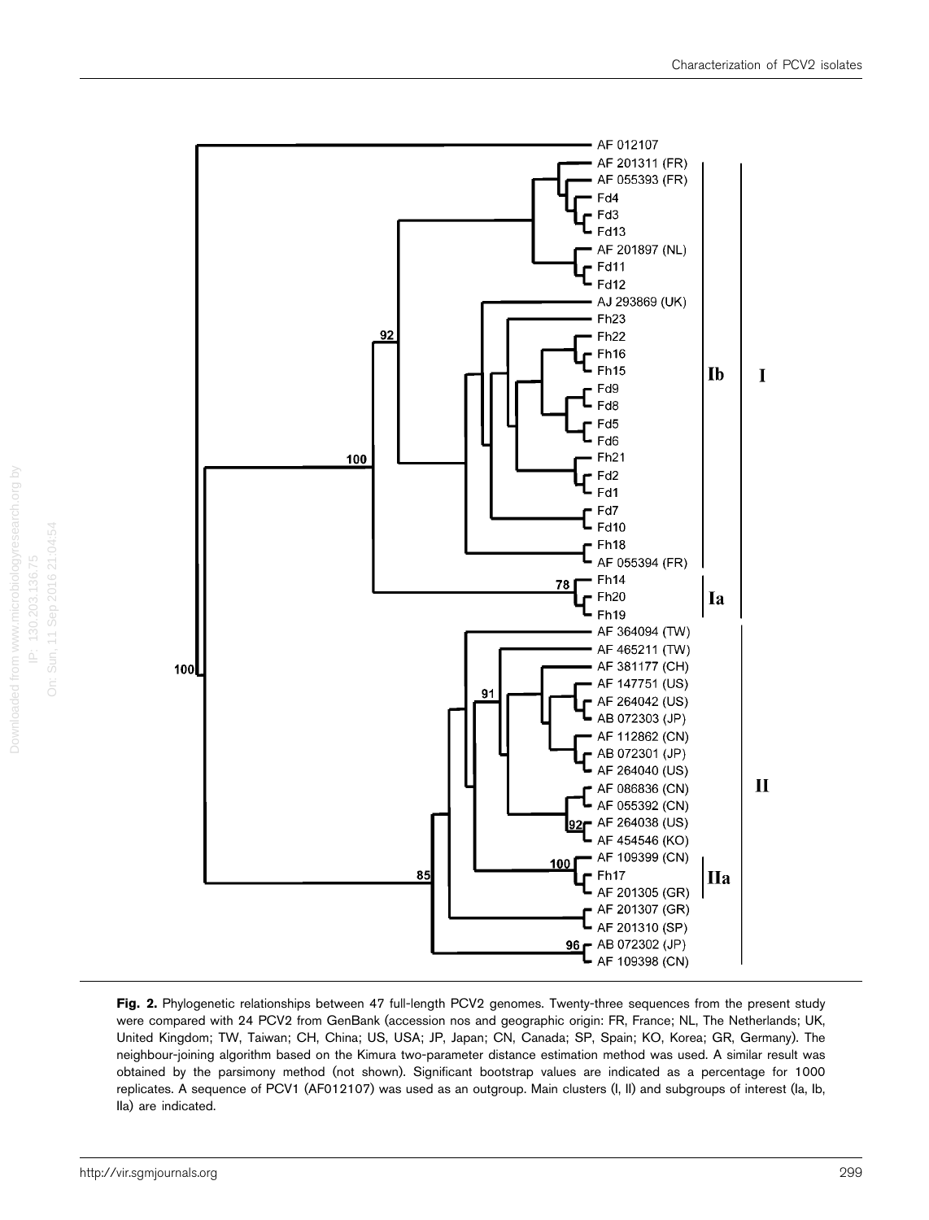**Fig. 2.** Phylogenetic relationships between 47 full-length PCV2 genomes. Twenty-three sequences from the present study were compared with 24 PCV2 from GenBank (accession nos and geographic origin: FR, France; NL, The Netherlands; UK, United Kingdom; TW, Taiwan; CH, China; US, USA; JP, Japan; CN, Canada; SP, Spain; KO, Korea; GR, Germany). The neighbour-joining algorithm based on the Kimura two-parameter distance estimation method was used. A similar result was obtained by the parsimony method (not shown). Significant bootstrap values are indicated as a percentage for 1000 replicates. A sequence of PCV1 (AF012107) was used as an outgroup. Main clusters (I, II) and subgroups of interest (Ia, Ib, IIa) are indicated.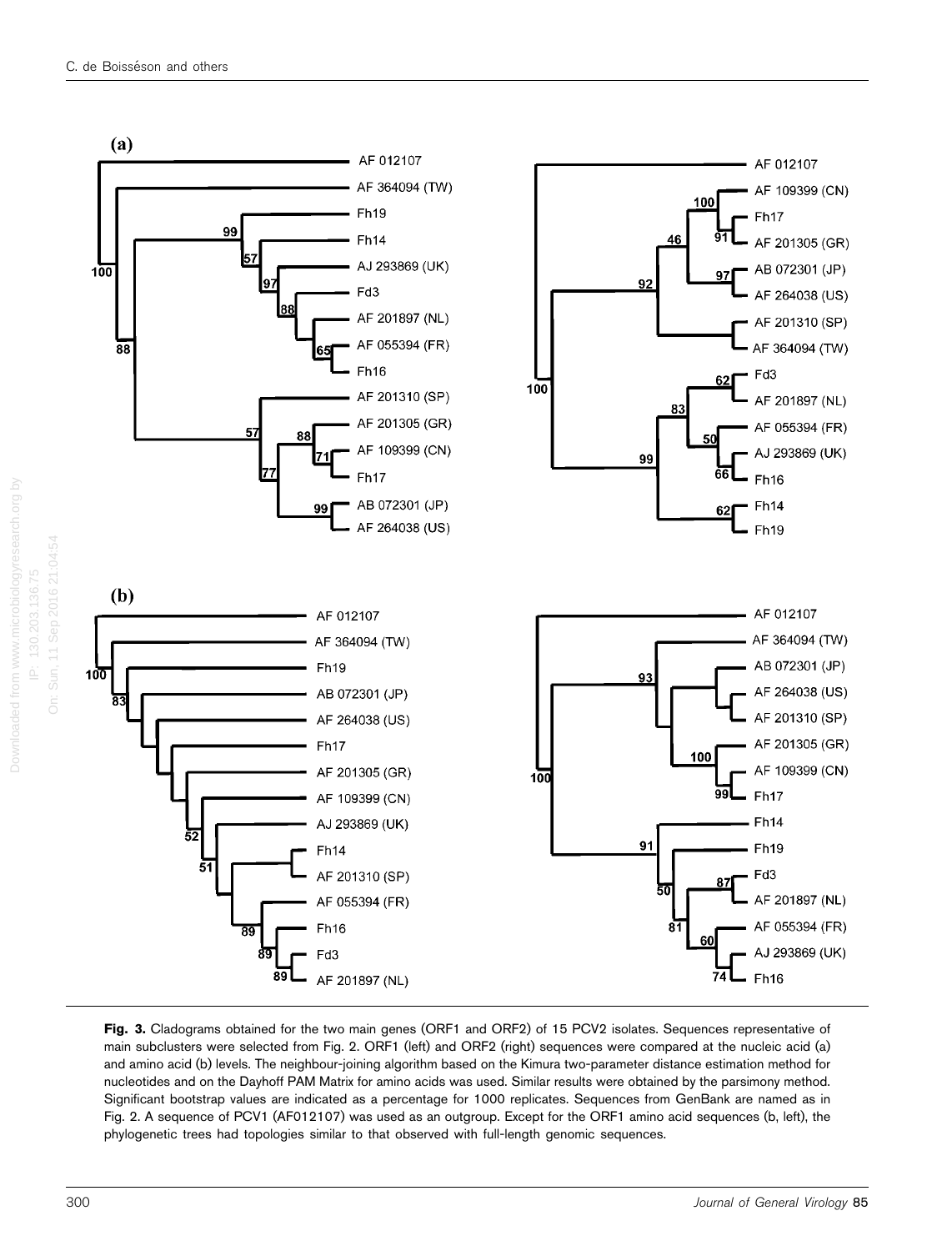**Fig. 3.** Cladograms obtained for the two main genes (ORF1 and ORF2) of 15 PCV2 isolates. Sequences representative of main subclusters were selected from Fig. 2. ORF1 (left) and ORF2 (right) sequences were compared at the nucleic acid (a) and amino acid (b) levels. The neighbour-joining algorithm based on the Kimura two-parameter distance estimation method for nucleotides and on the Dayhoff PAM Matrix for amino acids was used. Similar results were obtained by the parsimony method. Significant bootstrap values are indicated as a percentage for 1000 replicates. Sequences from GenBank are named as in Fig. 2. A sequence of PCV1 (AF012107) was used as an outgroup. Except for the ORF1 amino acid sequences (b, left), the phylogenetic trees had topologies similar to that observed with full-length genomic sequences.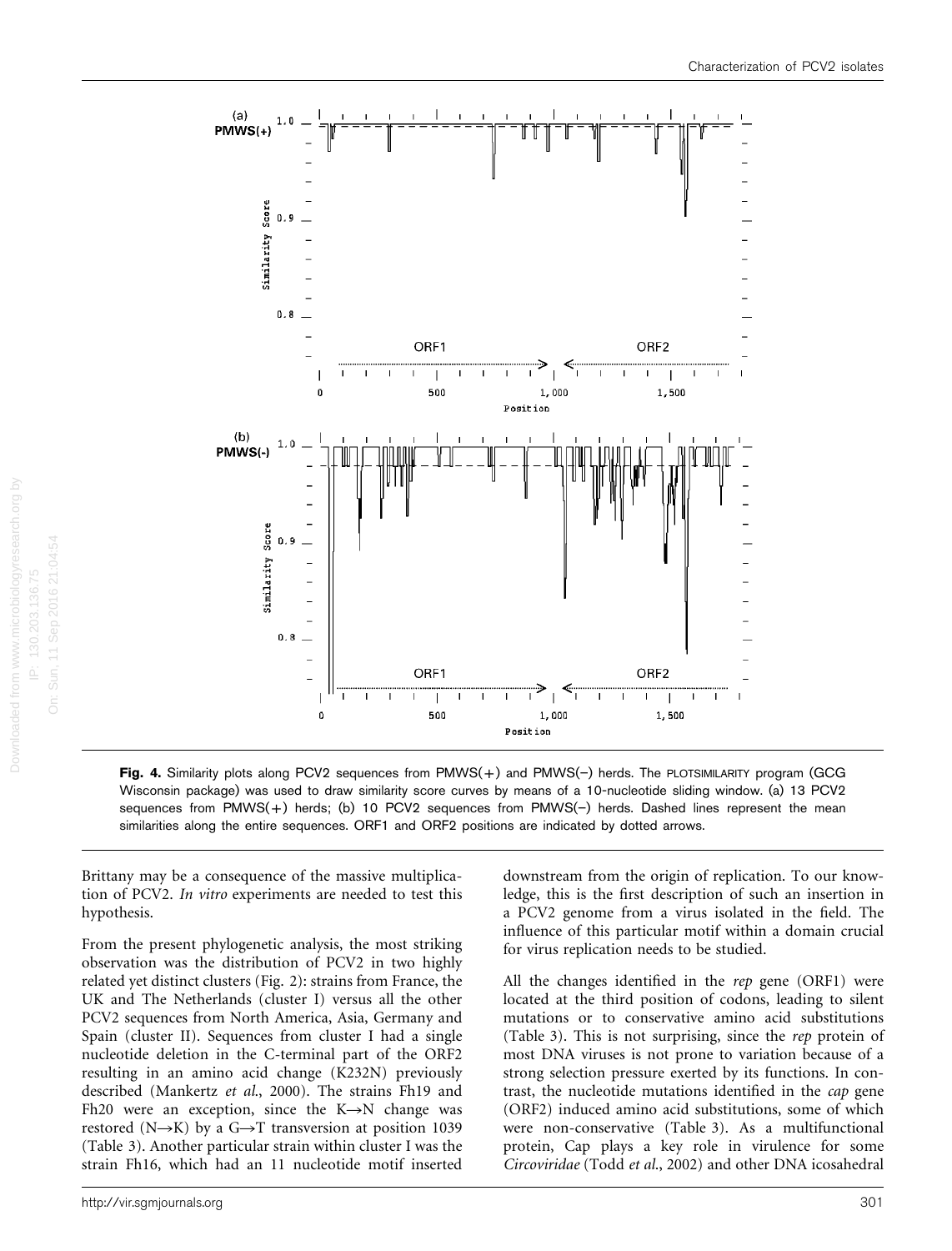**Fig. 4.** Similarity plots along PCV2 sequences from PMWS(+) and PMWS(−) herds. The PLOTSIMILARITY program (GCG Wisconsin package) was used to draw similarity score curves by means of a 10-nucleotide sliding window. (a) 13 PCV2 sequences from PMWS(+) herds; (b) 10 PCV2 sequences from PMWS(−) herds. Dashed lines represent the mean similarities along the entire sequences. ORF1 and ORF2 positions are indicated by dotted arrows.

Brittany may be a consequence of the massive multiplication of PCV2. *In vitro* experiments are needed to test this hypothesis.

From the present phylogenetic analysis, the most striking observation was the distribution of PCV2 in two highly related yet distinct clusters (Fig. 2): strains from France, the UK and The Netherlands (cluster I) versus all the other PCV2 sequences from North America, Asia, Germany and Spain (cluster II). Sequences from cluster I had a single nucleotide deletion in the C-terminal part of the ORF2 resulting in an amino acid change (K232N) previously described (Mankertz *et al.*, 2000). The strains Fh19 and Fh20 were an exception, since the K→N change was restored (N→K) by a G→T transversion at position 1039 (Table 3). Another particular strain within cluster I was the strain Fh16, which had an 11 nucleotide motif inserted downstream from the origin of replication. To our knowledge, this is the first description of such an insertion in a PCV2 genome from a virus isolated in the field. The influence of this particular motif within a domain crucial for virus replication needs to be studied.

All the changes identified in the *rep* gene (ORF1) were located at the third position of codons, leading to silent mutations or to conservative amino acid substitutions (Table 3). This is not surprising, since the *rep* protein of most DNA viruses is not prone to variation because of a strong selection pressure exerted by its functions. In contrast, the nucleotide mutations identified in the *cap* gene (ORF2) induced amino acid substitutions, some of which were non-conservative (Table 3). As a multifunctional protein, Cap plays a key role in virulence for some *Circoviridae* (Todd *et al.*, 2002) and other DNA icosahedral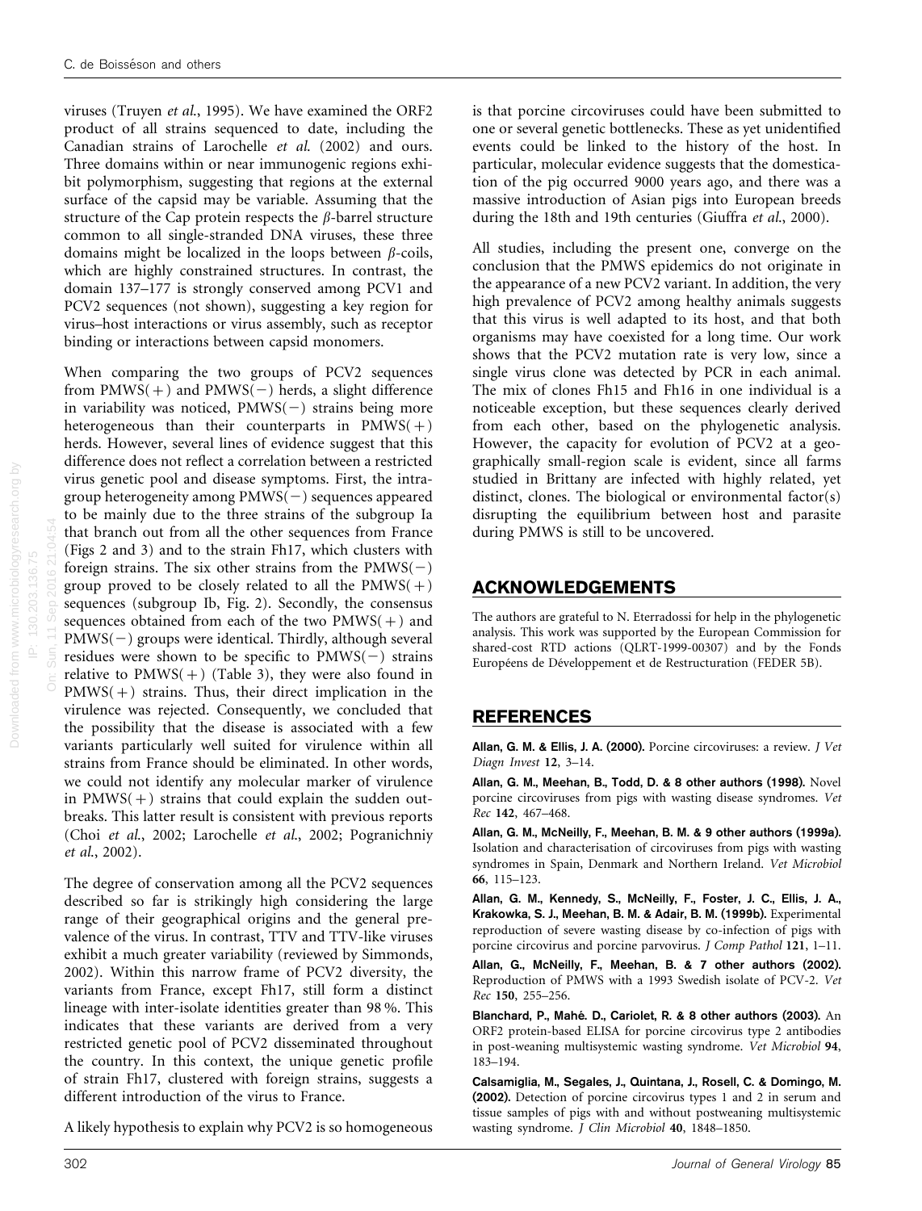viruses (Truyen *et al.*, 1995). We have examined the ORF2 product of all strains sequenced to date, including the Canadian strains of Larochelle *et al.* (2002) and ours. Three domains within or near immunogenic regions exhibit polymorphism, suggesting that regions at the external surface of the capsid may be variable. Assuming that the structure of the Cap protein respects the $\beta$-barrel structure common to all single-stranded DNA viruses, these three domains might be localized in the loops between $\beta$-coils, which are highly constrained structures. In contrast, the domain 137–177 is strongly conserved among PCV1 and PCV2 sequences (not shown), suggesting a key region for virus–host interactions or virus assembly, such as receptor binding or interactions between capsid monomers.

When comparing the two groups of PCV2 sequences from PMWS(+) and PMWS(−) herds, a slight difference in variability was noticed, PMWS(−) strains being more heterogeneous than their counterparts in PMWS(+) herds. However, several lines of evidence suggest that this difference does not reflect a correlation between a restricted virus genetic pool and disease symptoms. First, the intra-group heterogeneity among PMWS(−) sequences appeared to be mainly due to the three strains of the subgroup Ia that branch out from all the other sequences from France (Figs 2 and 3) and to the strain Fh17, which clusters with foreign strains. The six other strains from the PMWS(−) group proved to be closely related to all the PMWS(+) sequences (subgroup Ib, Fig. 2). Secondly, the consensus sequences obtained from each of the two PMWS(+) and PMWS(−) groups were identical. Thirdly, although several residues were shown to be specific to PMWS(−) strains relative to PMWS(+) (Table 3), they were also found in PMWS(+) strains. Thus, their direct implication in the virulence was rejected. Consequently, we concluded that the possibility that the disease is associated with a few variants particularly well suited for virulence within all strains from France should be eliminated. In other words, we could not identify any molecular marker of virulence in PMWS(+) strains that could explain the sudden outbreaks. This latter result is consistent with previous reports (Choi *et al.*, 2002; Larochelle *et al.*, 2002; Pogranichniy *et al.*, 2002).

The degree of conservation among all the PCV2 sequences described so far is strikingly high considering the large range of their geographical origins and the general prevalence of the virus. In contrast, TTV and TTV-like viruses exhibit a much greater variability (reviewed by Simmonds, 2002). Within this narrow frame of PCV2 diversity, the variants from France, except Fh17, still form a distinct lineage with inter-isolate identities greater than 98 %. This indicates that these variants are derived from a very restricted genetic pool of PCV2 disseminated throughout the country. In this context, the unique genetic profile of strain Fh17, clustered with foreign strains, suggests a different introduction of the virus to France.

A likely hypothesis to explain why PCV2 is so homogeneous is that porcine circoviruses could have been submitted to one or several genetic bottlenecks. These as yet unidentified events could be linked to the history of the host. In particular, molecular evidence suggests that the domestication of the pig occurred 9000 years ago, and there was a massive introduction of Asian pigs into European breeds during the 18th and 19th centuries (Giuffra *et al.*, 2000).

All studies, including the present one, converge on the conclusion that the PMWS epidemics do not originate in the appearance of a new PCV2 variant. In addition, the very high prevalence of PCV2 among healthy animals suggests that this virus is well adapted to its host, and that both organisms may have coexisted for a long time. Our work shows that the PCV2 mutation rate is very low, since a single virus clone was detected by PCR in each animal. The mix of clones Fh15 and Fh16 in one individual is a noticeable exception, but these sequences clearly derived from each other, based on the phylogenetic analysis. However, the capacity for evolution of PCV2 at a geographically small-region scale is evident, since all farms studied in Brittany are infected with highly related, yet distinct, clones. The biological or environmental factor(s) disrupting the equilibrium between host and parasite during PMWS is still to be uncovered.

## ACKNOWLEDGEMENTS

The authors are grateful to N. Eterradossi for help in the phylogenetic analysis. This work was supported by the European Commission for shared-cost RTD actions (QLRT-1999-00307) and by the Fonds Européens de Développement et de Restructuration (FEDER 5B).

## REFERENCES

**Allan, G. M. & Ellis, J. A. (2000).** Porcine circoviruses: a review. *J Vet Diagn Invest* **12**, 3–14.

**Allan, G. M., Meehan, B., Todd, D. & 8 other authors (1998).** Novel porcine circoviruses from pigs with wasting disease syndromes. *Vet Rec* **142**, 467–468.

**Allan, G. M., McNeilly, F., Meehan, B. M. & 9 other authors (1999a).** Isolation and characterisation of circoviruses from pigs with wasting syndromes in Spain, Denmark and Northern Ireland. *Vet Microbiol* **66**, 115–123.

**Allan, G. M., Kennedy, S., McNeilly, F., Foster, J. C., Ellis, J. A., Krakowka, S. J., Meehan, B. M. & Adair, B. M. (1999b).** Experimental reproduction of severe wasting disease by co-infection of pigs with porcine circovirus and porcine parvovirus. *J Comp Pathol* **121**, 1–11.

**Allan, G., McNeilly, F., Meehan, B. & 7 other authors (2002).** Reproduction of PMWS with a 1993 Swedish isolate of PCV-2. *Vet Rec* **150**, 255–256.

**Blanchard, P., Mahé. D., Cariolet, R. & 8 other authors (2003).** An ORF2 protein-based ELISA for porcine circovirus type 2 antibodies in post-weaning multisystemic wasting syndrome. *Vet Microbiol* **94**, 183–194.

**Calsamiglia, M., Segales, J., Quintana, J., Rosell, C. & Domingo, M. (2002).** Detection of porcine circovirus types 1 and 2 in serum and tissue samples of pigs with and without postweaning multisystemic wasting syndrome. *J Clin Microbiol* **40**, 1848–1850.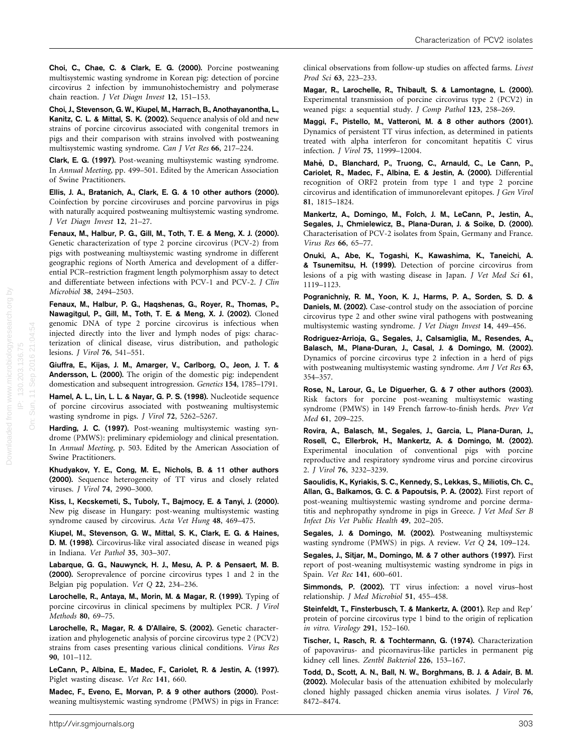**Choi, C., Chae, C. & Clark, E. G. (2000).** Porcine postweaning multisystemic wasting syndrome in Korean pig: detection of porcine circovirus 2 infection by immunohistochemistry and polymerase chain reaction. *J Vet Diagn Invest* **12**, 151–153.

**Choi, J., Stevenson, G. W., Kiupel, M., Harrach, B., Anothayanontha, L., Kanitz, C. L. & Mittal, S. K. (2002).** Sequence analysis of old and new strains of porcine circovirus associated with congenital tremors in pigs and their comparison with strains involved with postweaning multisystemic wasting syndrome. *Can J Vet Res* **66**, 217–224.

**Clark, E. G. (1997).** Post-weaning multisystemic wasting syndrome. In *Annual Meeting*, pp. 499–501. Edited by the American Association of Swine Practitioners.

**Ellis, J. A., Bratanich, A., Clark, E. G. & 10 other authors (2000).** Coinfection by porcine circoviruses and porcine parvovirus in pigs with naturally acquired postweaning multisystemic wasting syndrome. *J Vet Diagn Invest* **12**, 21–27.

**Fenaux, M., Halbur, P. G., Gill, M., Toth, T. E. & Meng, X. J. (2000).** Genetic characterization of type 2 porcine circovirus (PCV-2) from pigs with postweaning multisystemic wasting syndrome in different geographic regions of North America and development of a differential PCR–restriction fragment length polymorphism assay to detect and differentiate between infections with PCV-1 and PCV-2. *J Clin Microbiol* **38**, 2494–2503.

**Fenaux, M., Halbur, P. G., Haqshenas, G., Royer, R., Thomas, P., Nawagitgul, P., Gill, M., Toth, T. E. & Meng, X. J. (2002).** Cloned genomic DNA of type 2 porcine circovirus is infectious when injected directly into the liver and lymph nodes of pigs: characterization of clinical disease, virus distribution, and pathologic lesions. *J Virol* **76**, 541–551.

**Giuffra, E., Kijas, J. M., Amarger, V., Carlborg, O., Jeon, J. T. & Andersson, L. (2000).** The origin of the domestic pig: independent domestication and subsequent introgression. *Genetics* **154**, 1785–1791.

**Hamel, A. L., Lin, L. L. & Nayar, G. P. S. (1998).** Nucleotide sequence of porcine circovirus associated with postweaning multisystemic wasting syndrome in pigs. *J Virol* **72**, 5262–5267.

**Harding, J. C. (1997).** Post-weaning multisystemic wasting syndrome (PMWS): preliminary epidemiology and clinical presentation. In *Annual Meeting*, p. 503. Edited by the American Association of Swine Practitioners.

**Khudyakov, Y. E., Cong, M. E., Nichols, B. & 11 other authors (2000).** Sequence heterogeneity of TT virus and closely related viruses. *J Virol* **74**, 2990–3000.

**Kiss, I., Kecskemeti, S., Tuboly, T., Bajmocy, E. & Tanyi, J. (2000).** New pig disease in Hungary: post-weaning multisystemic wasting syndrome caused by circovirus. *Acta Vet Hung* **48**, 469–475.

**Kiupel, M., Stevenson, G. W., Mittal, S. K., Clark, E. G. & Haines, D. M. (1998).** Circovirus-like viral associated disease in weaned pigs in Indiana. *Vet Pathol* **35**, 303–307.

**Labarque, G. G., Nauwynck, H. J., Mesu, A. P. & Pensaert, M. B. (2000).** Seroprevalence of porcine circovirus types 1 and 2 in the Belgian pig population. *Vet Q* **22**, 234–236.

**Larochelle, R., Antaya, M., Morin, M. & Magar, R. (1999).** Typing of porcine circovirus in clinical specimens by multiplex PCR. *J Virol Methods* **80**, 69–75.

**Larochelle, R., Magar, R. & D'Allaire, S. (2002).** Genetic characterization and phylogenetic analysis of porcine circovirus type 2 (PCV2) strains from cases presenting various clinical conditions. *Virus Res* **90**, 101–112.

**LeCann, P., Albina, E., Madec, F., Cariolet, R. & Jestin, A. (1997).** Piglet wasting disease. *Vet Rec* **141**, 660.

**Madec, F., Eveno, E., Morvan, P. & 9 other authors (2000).** Post-weaning multisystemic wasting syndrome (PMWS) in pigs in France: clinical observations from follow-up studies on affected farms. *Livest Prod Sci* **63**, 223–233.

**Magar, R., Larochelle, R., Thibault, S. & Lamontagne, L. (2000).** Experimental transmission of porcine circovirus type 2 (PCV2) in weaned pigs: a sequential study. *J Comp Pathol* **123**, 258–269.

**Maggi, F., Pistello, M., Vatteroni, M. & 8 other authors (2001).** Dynamics of persistent TT virus infection, as determined in patients treated with alpha interferon for concomitant hepatitis C virus infection. *J Virol* **75**, 11999–12004.

**Mahé, D., Blanchard, P., Truong, C., Arnauld, C., Le Cann, P., Cariolet, R., Madec, F., Albina, E. & Jestin, A. (2000).** Differential recognition of ORF2 protein from type 1 and type 2 porcine circovirus and identification of immunorelevant epitopes. *J Gen Virol* **81**, 1815–1824.

**Mankertz, A., Domingo, M., Folch, J. M., LeCann, P., Jestin, A., Segales, J., Chmielewicz, B., Plana-Duran, J. & Soike, D. (2000).** Characterisation of PCV-2 isolates from Spain, Germany and France. *Virus Res* **66**, 65–77.

**Onuki, A., Abe, K., Togashi, K., Kawashima, K., Taneichi, A. & Tsunemitsu, H. (1999).** Detection of porcine circovirus from lesions of a pig with wasting disease in Japan. *J Vet Med Sci* **61**, 1119–1123.

**Pogranichniy, R. M., Yoon, K. J., Harms, P. A., Sorden, S. D. & Daniels, M. (2002).** Case-control study on the association of porcine circovirus type 2 and other swine viral pathogens with postweaning multisystemic wasting syndrome. *J Vet Diagn Invest* **14**, 449–456.

**Rodriguez-Arrioja, G., Segales, J., Calsamiglia, M., Resendes, A., Balasch, M., Plana-Duran, J., Casal, J. & Domingo, M. (2002).** Dynamics of porcine circovirus type 2 infection in a herd of pigs with postweaning multisystemic wasting syndrome. *Am J Vet Res* **63**, 354–357.

**Rose, N., Larour, G., Le Diguerher, G. & 7 other authors (2003).** Risk factors for porcine post-weaning multisystemic wasting syndrome (PMWS) in 149 French farrow-to-finish herds. *Prev Vet Med* **61**, 209–225.

**Rovira, A., Balasch, M., Segales, J., Garcia, L., Plana-Duran, J., Rosell, C., Ellerbrok, H., Mankertz, A. & Domingo, M. (2002).** Experimental inoculation of conventional pigs with porcine reproductive and respiratory syndrome virus and porcine circovirus 2. *J Virol* **76**, 3232–3239.

**Saoulidis, K., Kyriakis, S. C., Kennedy, S., Lekkas, S., Miliotis, Ch. C., Allan, G., Balkamos, G. C. & Papoutsis, P. A. (2002).** First report of post-weaning multisystemic wasting syndrome and porcine dermatitis and nephropathy syndrome in pigs in Greece. *J Vet Med Ser B Infect Dis Vet Public Health* **49**, 202–205.

**Segales, J. & Domingo, M. (2002).** Postweaning multisystemic wasting syndrome (PMWS) in pigs. A review. *Vet Q* **24**, 109–124.

**Segales, J., Sitjar, M., Domingo, M. & 7 other authors (1997).** First report of post-weaning multisystemic wasting syndrome in pigs in Spain. *Vet Rec* **141**, 600–601.

**Simmonds, P. (2002).** TT virus infection: a novel virus–host relationship. *J Med Microbiol* **51**, 455–458.

**Steinfeldt, T., Finsterbusch, T. & Mankertz, A. (2001).** Rep and Rep′ protein of porcine circovirus type 1 bind to the origin of replication *in vitro*. *Virology* **291**, 152–160.

**Tischer, I., Rasch, R. & Tochtermann, G. (1974).** Characterization of papovavirus- and picornavirus-like particles in permanent pig kidney cell lines. *Zentbl Bakteriol* **226**, 153–167.

**Todd, D., Scott, A. N., Ball, N. W., Borghmans, B. J. & Adair, B. M. (2002).** Molecular basis of the attenuation exhibited by molecularly cloned highly passaged chicken anemia virus isolates. *J Virol* **76**, 8472–8474.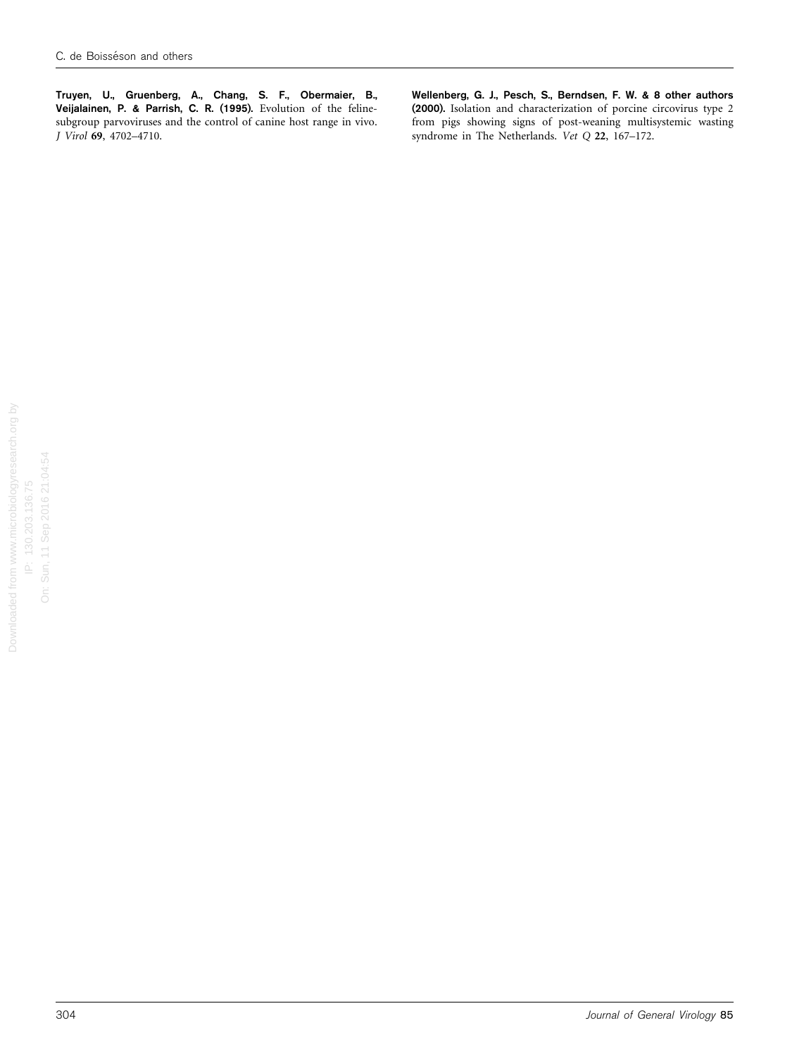**Truyen, U., Gruenberg, A., Chang, S. F., Obermaier, B., Veijalainen, P. & Parrish, C. R. (1995).** Evolution of the feline-subgroup parvoviruses and the control of canine host range in vivo. *J Virol* **69**, 4702–4710.

**Wellenberg, G. J., Pesch, S., Berndsen, F. W. & 8 other authors (2000).** Isolation and characterization of porcine circovirus type 2 from pigs showing signs of post-weaning multisystemic wasting syndrome in The Netherlands. *Vet Q* **22**, 167–172.